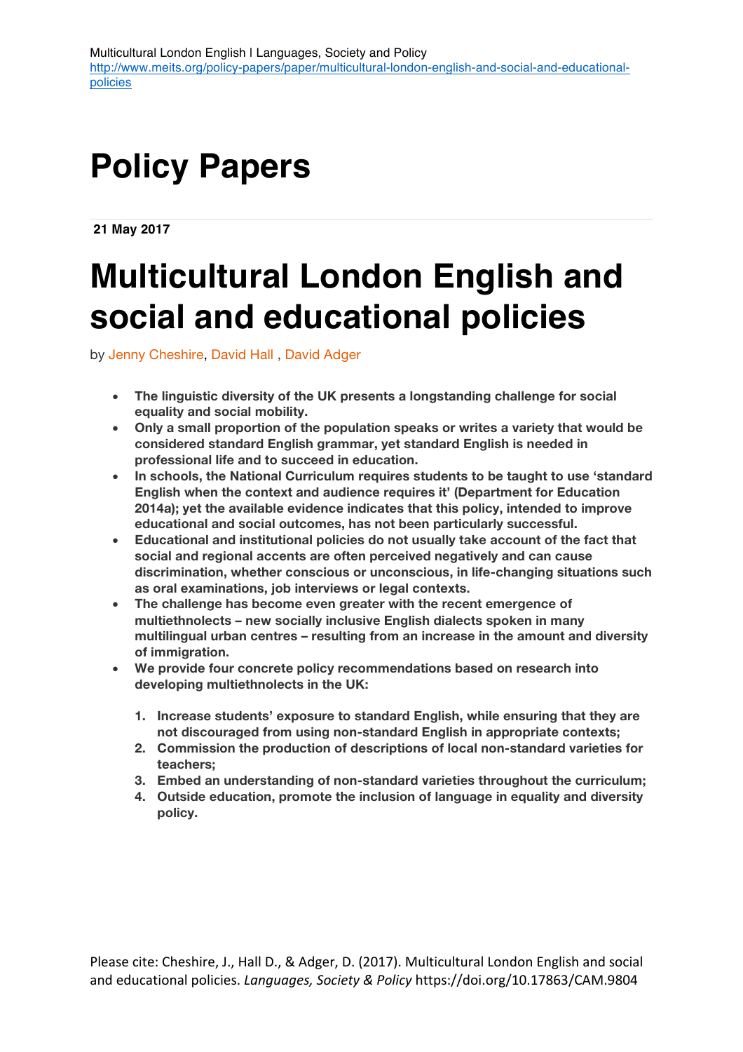Multicultural London English | Languages, Society and Policy
http://www.meits.org/policy-papers/paper/multicultural-london-english-and-social-and-educational-policies

# Policy Papers

**21 May 2017**

# Multicultural London English and social and educational policies

by Jenny Cheshire, David Hall , David Adger

- **The linguistic diversity of the UK presents a longstanding challenge for social equality and social mobility.**
- **Only a small proportion of the population speaks or writes a variety that would be considered standard English grammar, yet standard English is needed in professional life and to succeed in education.**
- **In schools, the National Curriculum requires students to be taught to use 'standard English when the context and audience requires it' (Department for Education 2014a); yet the available evidence indicates that this policy, intended to improve educational and social outcomes, has not been particularly successful.**
- **Educational and institutional policies do not usually take account of the fact that social and regional accents are often perceived negatively and can cause discrimination, whether conscious or unconscious, in life-changing situations such as oral examinations, job interviews or legal contexts.**
- **The challenge has become even greater with the recent emergence of multiethnolects – new socially inclusive English dialects spoken in many multilingual urban centres – resulting from an increase in the amount and diversity of immigration.**
- **We provide four concrete policy recommendations based on research into developing multiethnolects in the UK:**

  1. **Increase students' exposure to standard English, while ensuring that they are not discouraged from using non-standard English in appropriate contexts;**
  2. **Commission the production of descriptions of local non-standard varieties for teachers;**
  3. **Embed an understanding of non-standard varieties throughout the curriculum;**
  4. **Outside education, promote the inclusion of language in equality and diversity policy.**

Please cite: Cheshire, J., Hall D., & Adger, D. (2017). Multicultural London English and social and educational policies. *Languages, Society & Policy* https://doi.org/10.17863/CAM.9804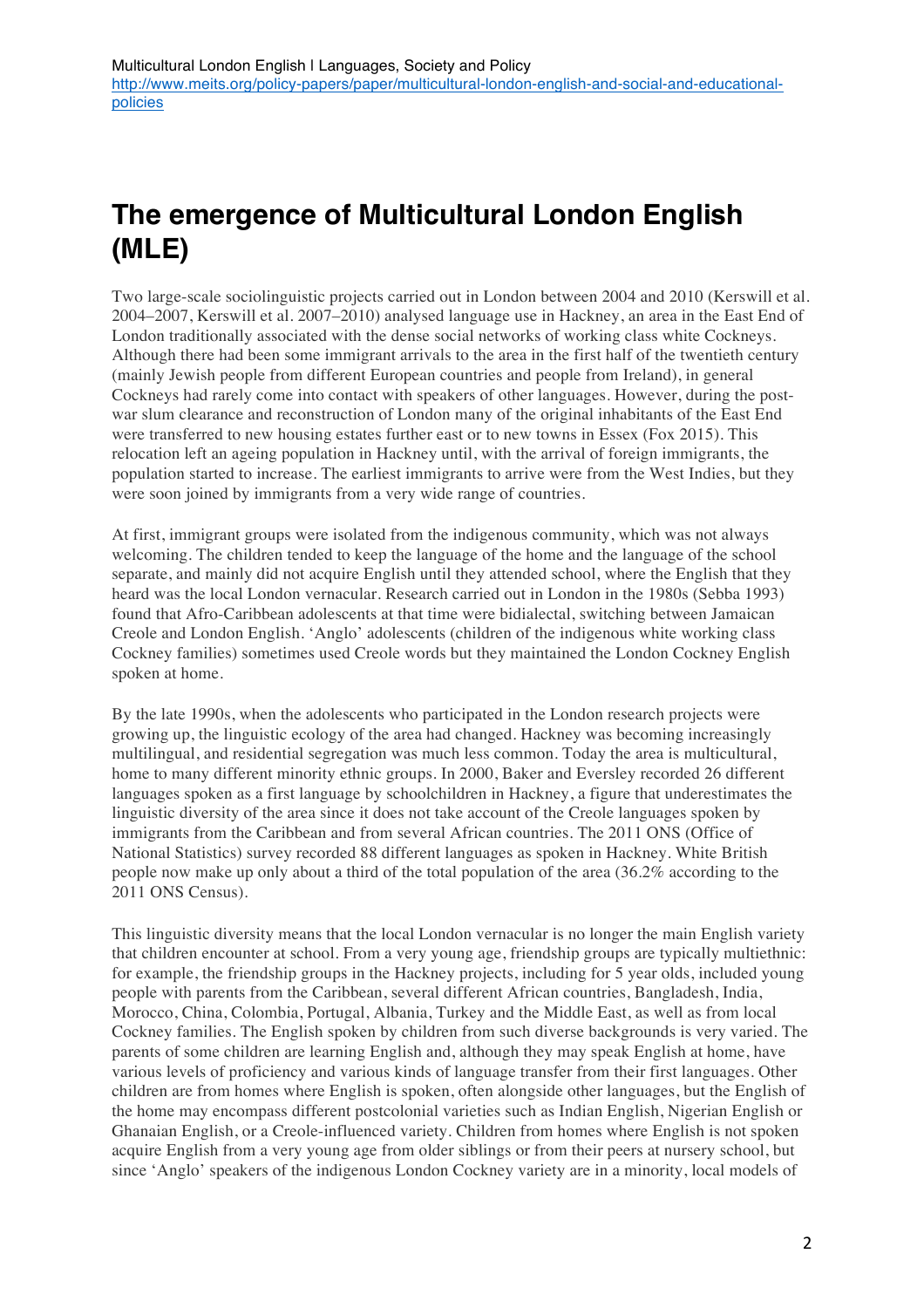# The emergence of Multicultural London English (MLE)

Two large-scale sociolinguistic projects carried out in London between 2004 and 2010 (Kerswill et al. 2004–2007, Kerswill et al. 2007–2010) analysed language use in Hackney, an area in the East End of London traditionally associated with the dense social networks of working class white Cockneys. Although there had been some immigrant arrivals to the area in the first half of the twentieth century (mainly Jewish people from different European countries and people from Ireland), in general Cockneys had rarely come into contact with speakers of other languages. However, during the post-war slum clearance and reconstruction of London many of the original inhabitants of the East End were transferred to new housing estates further east or to new towns in Essex (Fox 2015). This relocation left an ageing population in Hackney until, with the arrival of foreign immigrants, the population started to increase. The earliest immigrants to arrive were from the West Indies, but they were soon joined by immigrants from a very wide range of countries.

At first, immigrant groups were isolated from the indigenous community, which was not always welcoming. The children tended to keep the language of the home and the language of the school separate, and mainly did not acquire English until they attended school, where the English that they heard was the local London vernacular. Research carried out in London in the 1980s (Sebba 1993) found that Afro-Caribbean adolescents at that time were bidialectal, switching between Jamaican Creole and London English. 'Anglo' adolescents (children of the indigenous white working class Cockney families) sometimes used Creole words but they maintained the London Cockney English spoken at home.

By the late 1990s, when the adolescents who participated in the London research projects were growing up, the linguistic ecology of the area had changed. Hackney was becoming increasingly multilingual, and residential segregation was much less common. Today the area is multicultural, home to many different minority ethnic groups. In 2000, Baker and Eversley recorded 26 different languages spoken as a first language by schoolchildren in Hackney, a figure that underestimates the linguistic diversity of the area since it does not take account of the Creole languages spoken by immigrants from the Caribbean and from several African countries. The 2011 ONS (Office of National Statistics) survey recorded 88 different languages as spoken in Hackney. White British people now make up only about a third of the total population of the area (36.2% according to the 2011 ONS Census).

This linguistic diversity means that the local London vernacular is no longer the main English variety that children encounter at school. From a very young age, friendship groups are typically multiethnic: for example, the friendship groups in the Hackney projects, including for 5 year olds, included young people with parents from the Caribbean, several different African countries, Bangladesh, India, Morocco, China, Colombia, Portugal, Albania, Turkey and the Middle East, as well as from local Cockney families. The English spoken by children from such diverse backgrounds is very varied. The parents of some children are learning English and, although they may speak English at home, have various levels of proficiency and various kinds of language transfer from their first languages. Other children are from homes where English is spoken, often alongside other languages, but the English of the home may encompass different postcolonial varieties such as Indian English, Nigerian English or Ghanaian English, or a Creole-influenced variety. Children from homes where English is not spoken acquire English from a very young age from older siblings or from their peers at nursery school, but since 'Anglo' speakers of the indigenous London Cockney variety are in a minority, local models of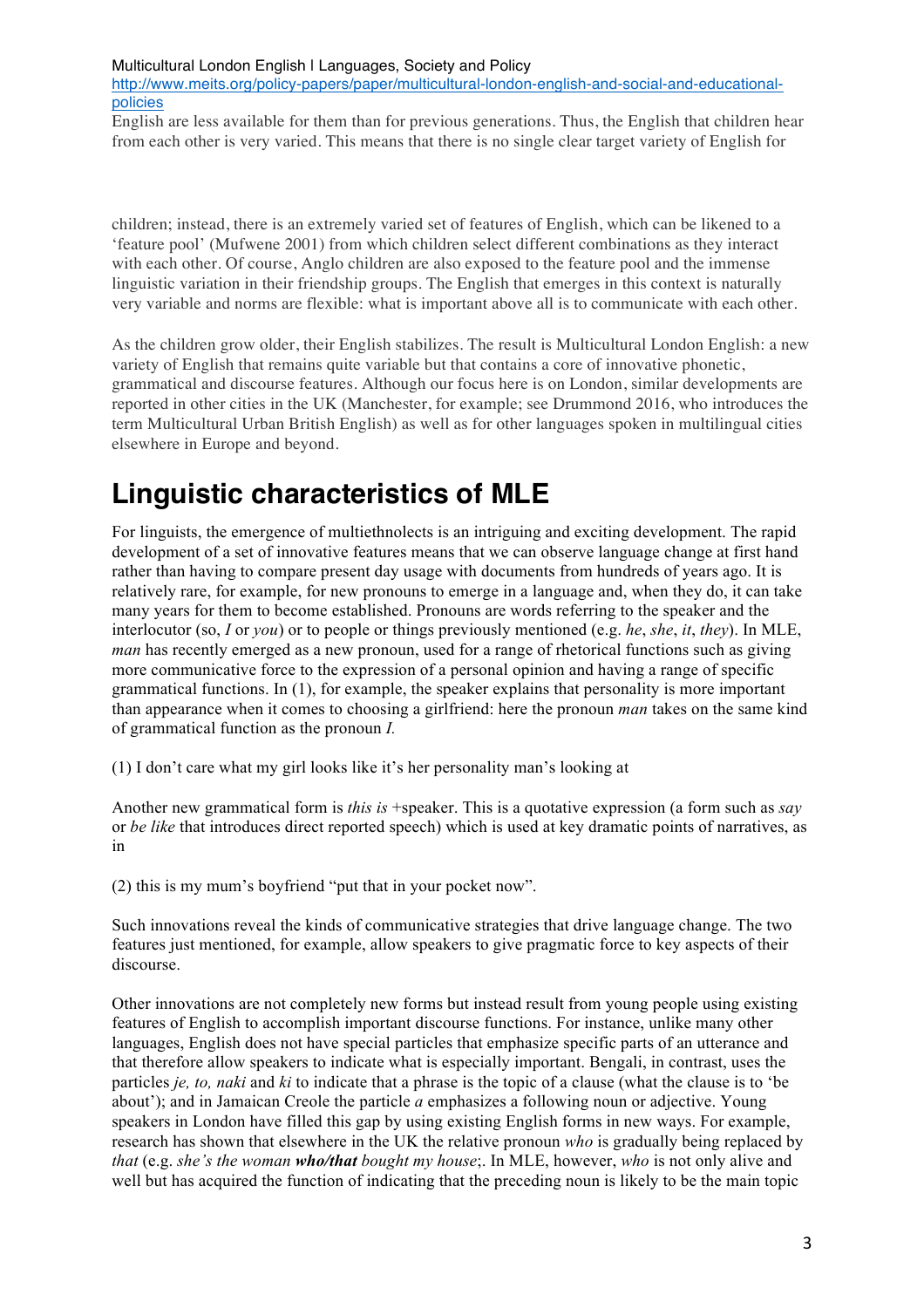English are less available for them than for previous generations. Thus, the English that children hear from each other is very varied. This means that there is no single clear target variety of English for children; instead, there is an extremely varied set of features of English, which can be likened to a 'feature pool' (Mufwene 2001) from which children select different combinations as they interact with each other. Of course, Anglo children are also exposed to the feature pool and the immense linguistic variation in their friendship groups. The English that emerges in this context is naturally very variable and norms are flexible: what is important above all is to communicate with each other.

As the children grow older, their English stabilizes. The result is Multicultural London English: a new variety of English that remains quite variable but that contains a core of innovative phonetic, grammatical and discourse features. Although our focus here is on London, similar developments are reported in other cities in the UK (Manchester, for example; see Drummond 2016, who introduces the term Multicultural Urban British English) as well as for other languages spoken in multilingual cities elsewhere in Europe and beyond.

# Linguistic characteristics of MLE

For linguists, the emergence of multiethnolects is an intriguing and exciting development. The rapid development of a set of innovative features means that we can observe language change at first hand rather than having to compare present day usage with documents from hundreds of years ago. It is relatively rare, for example, for new pronouns to emerge in a language and, when they do, it can take many years for them to become established. Pronouns are words referring to the speaker and the interlocutor (so, *I* or *you*) or to people or things previously mentioned (e.g. *he*, *she*, *it*, *they*). In MLE, *man* has recently emerged as a new pronoun, used for a range of rhetorical functions such as giving more communicative force to the expression of a personal opinion and having a range of specific grammatical functions. In (1), for example, the speaker explains that personality is more important than appearance when it comes to choosing a girlfriend: here the pronoun *man* takes on the same kind of grammatical function as the pronoun *I.*

(1) I don't care what my girl looks like it's her personality man's looking at

Another new grammatical form is *this is* +speaker. This is a quotative expression (a form such as *say* or *be like* that introduces direct reported speech) which is used at key dramatic points of narratives, as in

(2) this is my mum's boyfriend "put that in your pocket now".

Such innovations reveal the kinds of communicative strategies that drive language change. The two features just mentioned, for example, allow speakers to give pragmatic force to key aspects of their discourse.

Other innovations are not completely new forms but instead result from young people using existing features of English to accomplish important discourse functions. For instance, unlike many other languages, English does not have special particles that emphasize specific parts of an utterance and that therefore allow speakers to indicate what is especially important. Bengali, in contrast, uses the particles *je, to, naki* and *ki* to indicate that a phrase is the topic of a clause (what the clause is to 'be about'); and in Jamaican Creole the particle *a* emphasizes a following noun or adjective. Young speakers in London have filled this gap by using existing English forms in new ways. For example, research has shown that elsewhere in the UK the relative pronoun *who* is gradually being replaced by *that* (e.g. *she's the woman* ***who/that*** *bought my house*;. In MLE, however, *who* is not only alive and well but has acquired the function of indicating that the preceding noun is likely to be the main topic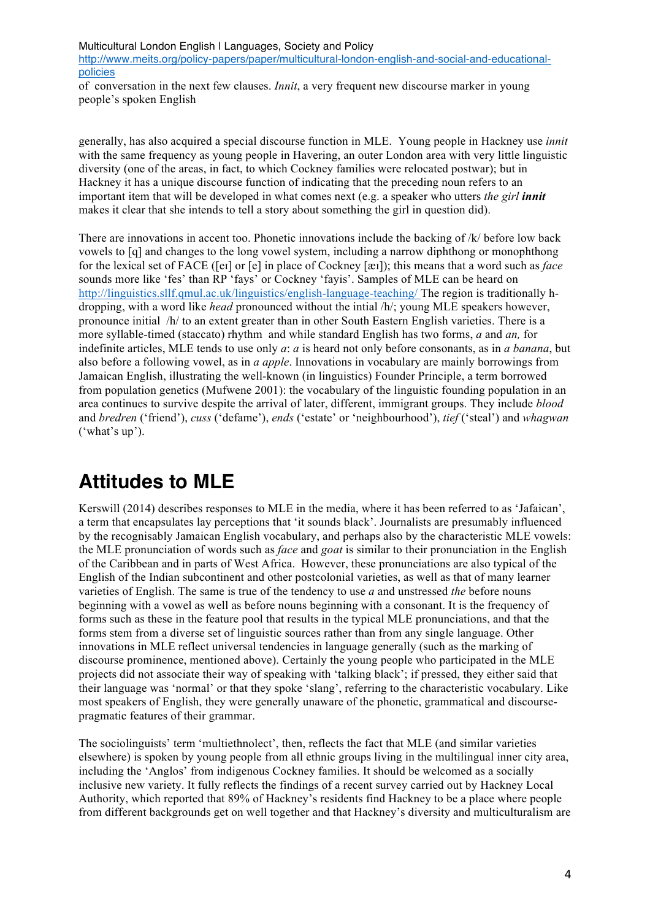of conversation in the next few clauses. *Innit*, a very frequent new discourse marker in young people's spoken English

generally, has also acquired a special discourse function in MLE. Young people in Hackney use *innit* with the same frequency as young people in Havering, an outer London area with very little linguistic diversity (one of the areas, in fact, to which Cockney families were relocated postwar); but in Hackney it has a unique discourse function of indicating that the preceding noun refers to an important item that will be developed in what comes next (e.g. a speaker who utters *the girl* ***innit*** makes it clear that she intends to tell a story about something the girl in question did).

There are innovations in accent too. Phonetic innovations include the backing of /k/ before low back vowels to [q] and changes to the long vowel system, including a narrow diphthong or monophthong for the lexical set of FACE ([eɪ] or [e] in place of Cockney [æɪ]); this means that a word such as *face* sounds more like 'fes' than RP 'fays' or Cockney 'fayis'. Samples of MLE can be heard on [http://linguistics.sllf.qmul.ac.uk/linguistics/english-language-teaching/](http://linguistics.sllf.qmul.ac.uk/linguistics/english-language-teaching/) The region is traditionally h-dropping, with a word like *head* pronounced without the intial /h/; young MLE speakers however, pronounce initial /h/ to an extent greater than in other South Eastern English varieties. There is a more syllable-timed (staccato) rhythm and while standard English has two forms, *a* and *an,* for indefinite articles, MLE tends to use only *a*: *a* is heard not only before consonants, as in *a banana*, but also before a following vowel, as in *a apple*. Innovations in vocabulary are mainly borrowings from Jamaican English, illustrating the well-known (in linguistics) Founder Principle, a term borrowed from population genetics (Mufwene 2001): the vocabulary of the linguistic founding population in an area continues to survive despite the arrival of later, different, immigrant groups. They include *blood* and *bredren* ('friend'), *cuss* ('defame'), *ends* ('estate' or 'neighbourhood'), *tief* ('steal') and *whagwan* ('what's up').

## Attitudes to MLE

Kerswill (2014) describes responses to MLE in the media, where it has been referred to as 'Jafaican', a term that encapsulates lay perceptions that 'it sounds black'. Journalists are presumably influenced by the recognisably Jamaican English vocabulary, and perhaps also by the characteristic MLE vowels: the MLE pronunciation of words such as *face* and *goat* is similar to their pronunciation in the English of the Caribbean and in parts of West Africa. However, these pronunciations are also typical of the English of the Indian subcontinent and other postcolonial varieties, as well as that of many learner varieties of English. The same is true of the tendency to use *a* and unstressed *the* before nouns beginning with a vowel as well as before nouns beginning with a consonant. It is the frequency of forms such as these in the feature pool that results in the typical MLE pronunciations, and that the forms stem from a diverse set of linguistic sources rather than from any single language. Other innovations in MLE reflect universal tendencies in language generally (such as the marking of discourse prominence, mentioned above). Certainly the young people who participated in the MLE projects did not associate their way of speaking with 'talking black'; if pressed, they either said that their language was 'normal' or that they spoke 'slang', referring to the characteristic vocabulary. Like most speakers of English, they were generally unaware of the phonetic, grammatical and discourse-pragmatic features of their grammar.

The sociolinguists' term 'multiethnolect', then, reflects the fact that MLE (and similar varieties elsewhere) is spoken by young people from all ethnic groups living in the multilingual inner city area, including the 'Anglos' from indigenous Cockney families. It should be welcomed as a socially inclusive new variety. It fully reflects the findings of a recent survey carried out by Hackney Local Authority, which reported that 89% of Hackney's residents find Hackney to be a place where people from different backgrounds get on well together and that Hackney's diversity and multiculturalism are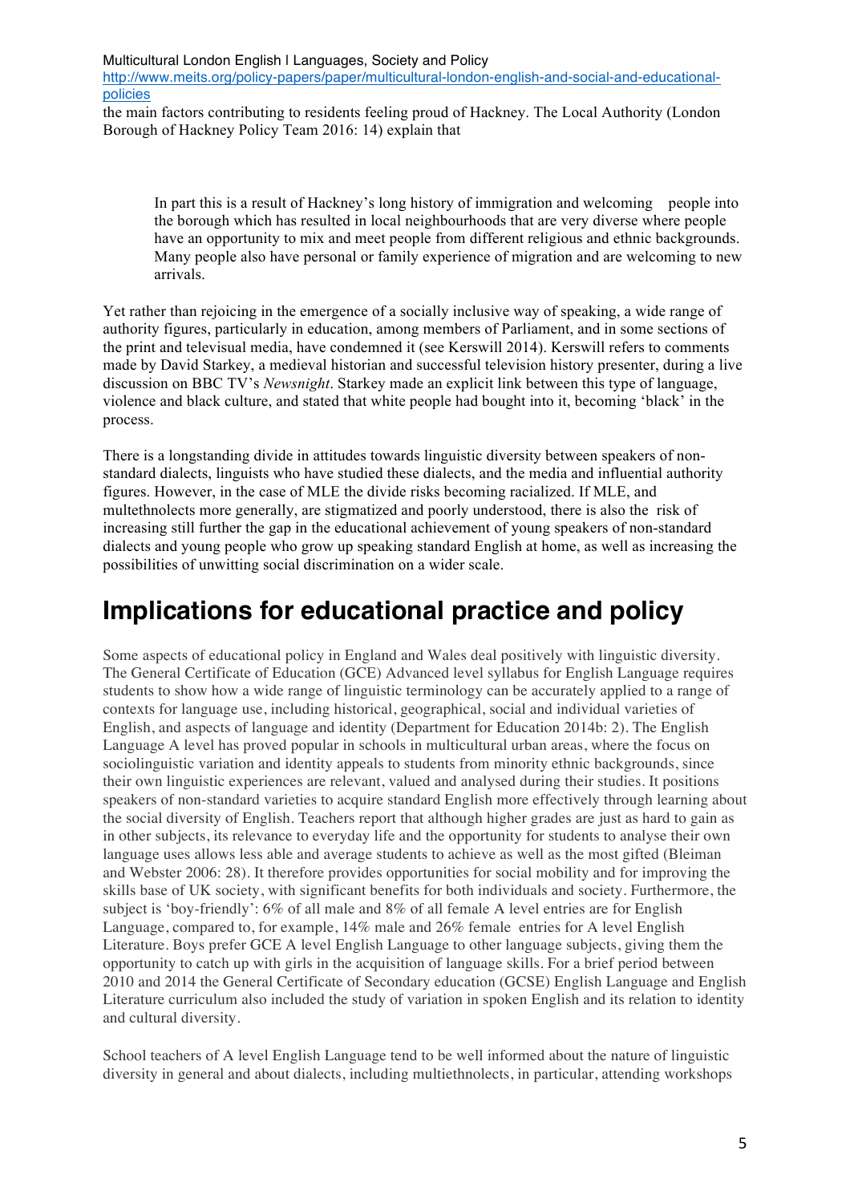the main factors contributing to residents feeling proud of Hackney. The Local Authority (London Borough of Hackney Policy Team 2016: 14) explain that

> In part this is a result of Hackney's long history of immigration and welcoming people into the borough which has resulted in local neighbourhoods that are very diverse where people have an opportunity to mix and meet people from different religious and ethnic backgrounds. Many people also have personal or family experience of migration and are welcoming to new arrivals.

Yet rather than rejoicing in the emergence of a socially inclusive way of speaking, a wide range of authority figures, particularly in education, among members of Parliament, and in some sections of the print and televisual media, have condemned it (see Kerswill 2014). Kerswill refers to comments made by David Starkey, a medieval historian and successful television history presenter, during a live discussion on BBC TV's *Newsnight*. Starkey made an explicit link between this type of language, violence and black culture, and stated that white people had bought into it, becoming 'black' in the process.

There is a longstanding divide in attitudes towards linguistic diversity between speakers of non-standard dialects, linguists who have studied these dialects, and the media and influential authority figures. However, in the case of MLE the divide risks becoming racialized. If MLE, and multethnolects more generally, are stigmatized and poorly understood, there is also the risk of increasing still further the gap in the educational achievement of young speakers of non-standard dialects and young people who grow up speaking standard English at home, as well as increasing the possibilities of unwitting social discrimination on a wider scale.

# Implications for educational practice and policy

Some aspects of educational policy in England and Wales deal positively with linguistic diversity. The General Certificate of Education (GCE) Advanced level syllabus for English Language requires students to show how a wide range of linguistic terminology can be accurately applied to a range of contexts for language use, including historical, geographical, social and individual varieties of English, and aspects of language and identity (Department for Education 2014b: 2). The English Language A level has proved popular in schools in multicultural urban areas, where the focus on sociolinguistic variation and identity appeals to students from minority ethnic backgrounds, since their own linguistic experiences are relevant, valued and analysed during their studies. It positions speakers of non-standard varieties to acquire standard English more effectively through learning about the social diversity of English. Teachers report that although higher grades are just as hard to gain as in other subjects, its relevance to everyday life and the opportunity for students to analyse their own language uses allows less able and average students to achieve as well as the most gifted (Bleiman and Webster 2006: 28). It therefore provides opportunities for social mobility and for improving the skills base of UK society, with significant benefits for both individuals and society. Furthermore, the subject is 'boy-friendly': 6% of all male and 8% of all female A level entries are for English Language, compared to, for example, 14% male and 26% female entries for A level English Literature. Boys prefer GCE A level English Language to other language subjects, giving them the opportunity to catch up with girls in the acquisition of language skills. For a brief period between 2010 and 2014 the General Certificate of Secondary education (GCSE) English Language and English Literature curriculum also included the study of variation in spoken English and its relation to identity and cultural diversity.

School teachers of A level English Language tend to be well informed about the nature of linguistic diversity in general and about dialects, including multiethnolects, in particular, attending workshops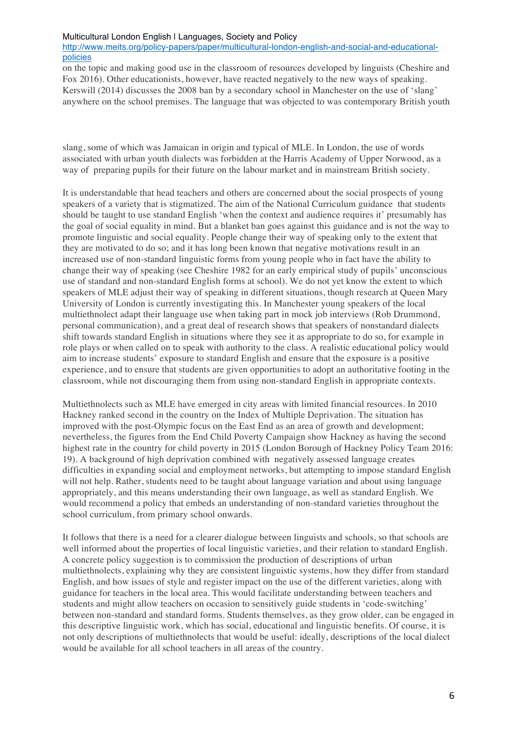on the topic and making good use in the classroom of resources developed by linguists (Cheshire and Fox 2016). Other educationists, however, have reacted negatively to the new ways of speaking. Kerswill (2014) discusses the 2008 ban by a secondary school in Manchester on the use of 'slang' anywhere on the school premises. The language that was objected to was contemporary British youth slang, some of which was Jamaican in origin and typical of MLE. In London, the use of words associated with urban youth dialects was forbidden at the Harris Academy of Upper Norwood, as a way of preparing pupils for their future on the labour market and in mainstream British society.

It is understandable that head teachers and others are concerned about the social prospects of young speakers of a variety that is stigmatized. The aim of the National Curriculum guidance that students should be taught to use standard English 'when the context and audience requires it' presumably has the goal of social equality in mind. But a blanket ban goes against this guidance and is not the way to promote linguistic and social equality. People change their way of speaking only to the extent that they are motivated to do so; and it has long been known that negative motivations result in an increased use of non-standard linguistic forms from young people who in fact have the ability to change their way of speaking (see Cheshire 1982 for an early empirical study of pupils' unconscious use of standard and non-standard English forms at school). We do not yet know the extent to which speakers of MLE adjust their way of speaking in different situations, though research at Queen Mary University of London is currently investigating this. In Manchester young speakers of the local multiethnolect adapt their language use when taking part in mock job interviews (Rob Drummond, personal communication), and a great deal of research shows that speakers of nonstandard dialects shift towards standard English in situations where they see it as appropriate to do so, for example in role plays or when called on to speak with authority to the class. A realistic educational policy would aim to increase students' exposure to standard English and ensure that the exposure is a positive experience, and to ensure that students are given opportunities to adopt an authoritative footing in the classroom, while not discouraging them from using non-standard English in appropriate contexts.

Multiethnolects such as MLE have emerged in city areas with limited financial resources. In 2010 Hackney ranked second in the country on the Index of Multiple Deprivation. The situation has improved with the post-Olympic focus on the East End as an area of growth and development; nevertheless, the figures from the End Child Poverty Campaign show Hackney as having the second highest rate in the country for child poverty in 2015 (London Borough of Hackney Policy Team 2016: 19). A background of high deprivation combined with negatively assessed language creates difficulties in expanding social and employment networks, but attempting to impose standard English will not help. Rather, students need to be taught about language variation and about using language appropriately, and this means understanding their own language, as well as standard English. We would recommend a policy that embeds an understanding of non-standard varieties throughout the school curriculum, from primary school onwards.

It follows that there is a need for a clearer dialogue between linguists and schools, so that schools are well informed about the properties of local linguistic varieties, and their relation to standard English. A concrete policy suggestion is to commission the production of descriptions of urban multiethnolects, explaining why they are consistent linguistic systems, how they differ from standard English, and how issues of style and register impact on the use of the different varieties, along with guidance for teachers in the local area. This would facilitate understanding between teachers and students and might allow teachers on occasion to sensitively guide students in 'code-switching' between non-standard and standard forms. Students themselves, as they grow older, can be engaged in this descriptive linguistic work, which has social, educational and linguistic benefits. Of course, it is not only descriptions of multiethnolects that would be useful: ideally, descriptions of the local dialect would be available for all school teachers in all areas of the country.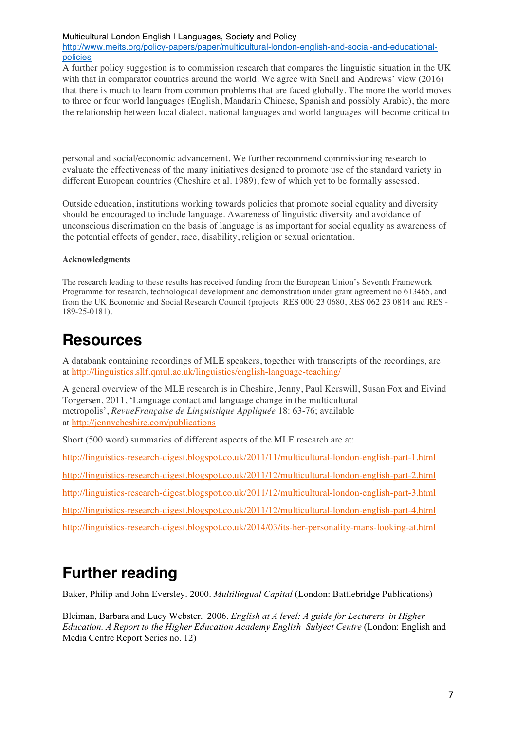A further policy suggestion is to commission research that compares the linguistic situation in the UK with that in comparator countries around the world. We agree with Snell and Andrews' view (2016) that there is much to learn from common problems that are faced globally. The more the world moves to three or four world languages (English, Mandarin Chinese, Spanish and possibly Arabic), the more the relationship between local dialect, national languages and world languages will become critical to personal and social/economic advancement. We further recommend commissioning research to evaluate the effectiveness of the many initiatives designed to promote use of the standard variety in different European countries (Cheshire et al. 1989), few of which yet to be formally assessed.

Outside education, institutions working towards policies that promote social equality and diversity should be encouraged to include language. Awareness of linguistic diversity and avoidance of unconscious discrimination on the basis of language is as important for social equality as awareness of the potential effects of gender, race, disability, religion or sexual orientation.

**Acknowledgments**

The research leading to these results has received funding from the European Union's Seventh Framework Programme for research, technological development and demonstration under grant agreement no 613465, and from the UK Economic and Social Research Council (projects RES 000 23 0680, RES 062 23 0814 and RES -189-25-0181).

# Resources

A databank containing recordings of MLE speakers, together with transcripts of the recordings, are at http://linguistics.sllf.qmul.ac.uk/linguistics/english-language-teaching/

A general overview of the MLE research is in Cheshire, Jenny, Paul Kerswill, Susan Fox and Eivind Torgersen, 2011, 'Language contact and language change in the multicultural metropolis', *RevueFrançaise de Linguistique Appliquée* 18: 63-76; available at http://jennycheshire.com/publications

Short (500 word) summaries of different aspects of the MLE research are at:

http://linguistics-research-digest.blogspot.co.uk/2011/11/multicultural-london-english-part-1.html

http://linguistics-research-digest.blogspot.co.uk/2011/12/multicultural-london-english-part-2.html

http://linguistics-research-digest.blogspot.co.uk/2011/12/multicultural-london-english-part-3.html

http://linguistics-research-digest.blogspot.co.uk/2011/12/multicultural-london-english-part-4.html

http://linguistics-research-digest.blogspot.co.uk/2014/03/its-her-personality-mans-looking-at.html

# Further reading

Baker, Philip and John Eversley. 2000. *Multilingual Capital* (London: Battlebridge Publications)

Bleiman, Barbara and Lucy Webster. 2006. *English at A level: A guide for Lecturers in Higher Education. A Report to the Higher Education Academy English Subject Centre* (London: English and Media Centre Report Series no. 12)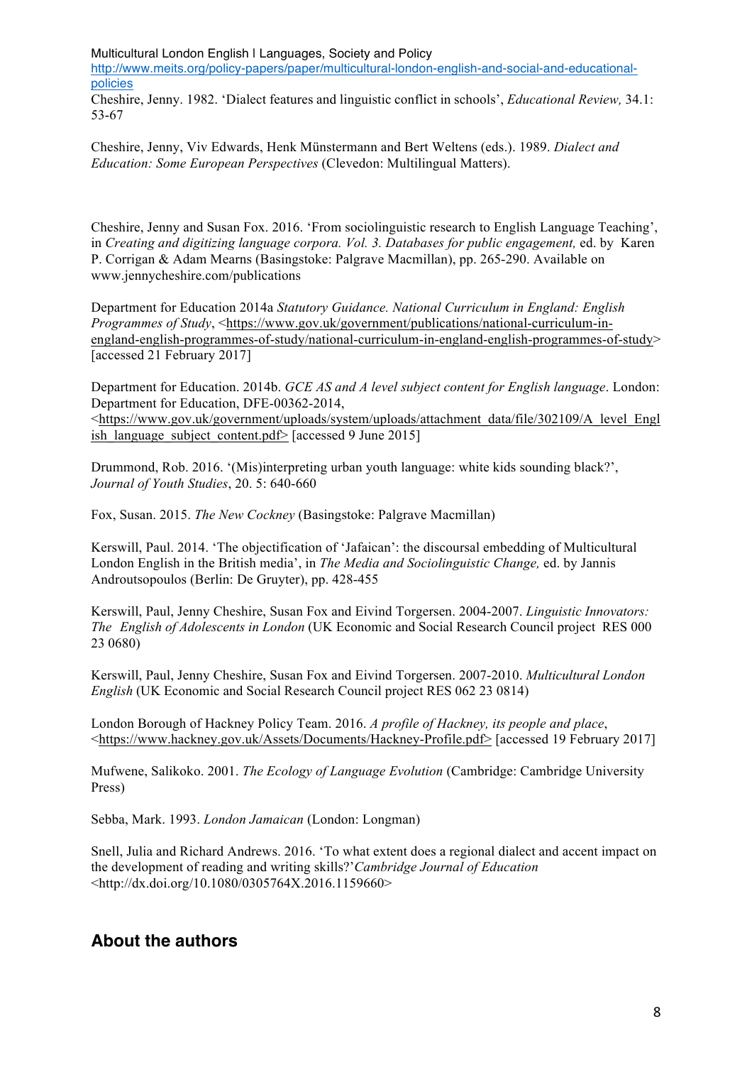Multicultural London English | Languages, Society and Policy
http://www.meits.org/policy-papers/paper/multicultural-london-english-and-social-and-educational-policies

Cheshire, Jenny. 1982. 'Dialect features and linguistic conflict in schools', *Educational Review,* 34.1: 53-67

Cheshire, Jenny, Viv Edwards, Henk Münstermann and Bert Weltens (eds.). 1989. *Dialect and Education: Some European Perspectives* (Clevedon: Multilingual Matters).

Cheshire, Jenny and Susan Fox. 2016. 'From sociolinguistic research to English Language Teaching', in *Creating and digitizing language corpora. Vol. 3. Databases for public engagement,* ed. by Karen P. Corrigan & Adam Mearns (Basingstoke: Palgrave Macmillan), pp. 265-290. Available on www.jennycheshire.com/publications

Department for Education 2014a *Statutory Guidance. National Curriculum in England: English Programmes of Study*, <https://www.gov.uk/government/publications/national-curriculum-in-england-english-programmes-of-study/national-curriculum-in-england-english-programmes-of-study> [accessed 21 February 2017]

Department for Education. 2014b. *GCE AS and A level subject content for English language*. London: Department for Education, DFE-00362-2014, <https://www.gov.uk/government/uploads/system/uploads/attachment_data/file/302109/A_level_English_language_subject_content.pdf> [accessed 9 June 2015]

Drummond, Rob. 2016. '(Mis)interpreting urban youth language: white kids sounding black?', *Journal of Youth Studies*, 20. 5: 640-660

Fox, Susan. 2015. *The New Cockney* (Basingstoke: Palgrave Macmillan)

Kerswill, Paul. 2014. 'The objectification of 'Jafaican': the discoursal embedding of Multicultural London English in the British media', in *The Media and Sociolinguistic Change,* ed. by Jannis Androutsopoulos (Berlin: De Gruyter), pp. 428-455

Kerswill, Paul, Jenny Cheshire, Susan Fox and Eivind Torgersen. 2004-2007. *Linguistic Innovators: The English of Adolescents in London* (UK Economic and Social Research Council project RES 000 23 0680)

Kerswill, Paul, Jenny Cheshire, Susan Fox and Eivind Torgersen. 2007-2010. *Multicultural London English* (UK Economic and Social Research Council project RES 062 23 0814)

London Borough of Hackney Policy Team. 2016. *A profile of Hackney, its people and place*, <https://www.hackney.gov.uk/Assets/Documents/Hackney-Profile.pdf> [accessed 19 February 2017]

Mufwene, Salikoko. 2001. *The Ecology of Language Evolution* (Cambridge: Cambridge University Press)

Sebba, Mark. 1993. *London Jamaican* (London: Longman)

Snell, Julia and Richard Andrews. 2016. 'To what extent does a regional dialect and accent impact on the development of reading and writing skills?'*Cambridge Journal of Education* <http://dx.doi.org/10.1080/0305764X.2016.1159660>

## About the authors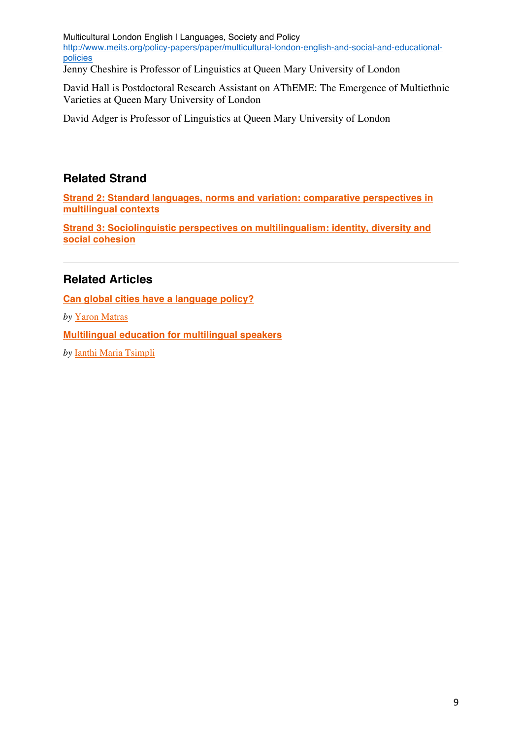Multicultural London English | Languages, Society and Policy
http://www.meits.org/policy-papers/paper/multicultural-london-english-and-social-and-educational-policies

Jenny Cheshire is Professor of Linguistics at Queen Mary University of London

David Hall is Postdoctoral Research Assistant on AThEME: The Emergence of Multiethnic Varieties at Queen Mary University of London

David Adger is Professor of Linguistics at Queen Mary University of London

## Related Strand

**Strand 2: Standard languages, norms and variation: comparative perspectives in multilingual contexts**

**Strand 3: Sociolinguistic perspectives on multilingualism: identity, diversity and social cohesion**

---

## Related Articles

**Can global cities have a language policy?**

*by* Yaron Matras

**Multilingual education for multilingual speakers**

*by* Ianthi Maria Tsimpli